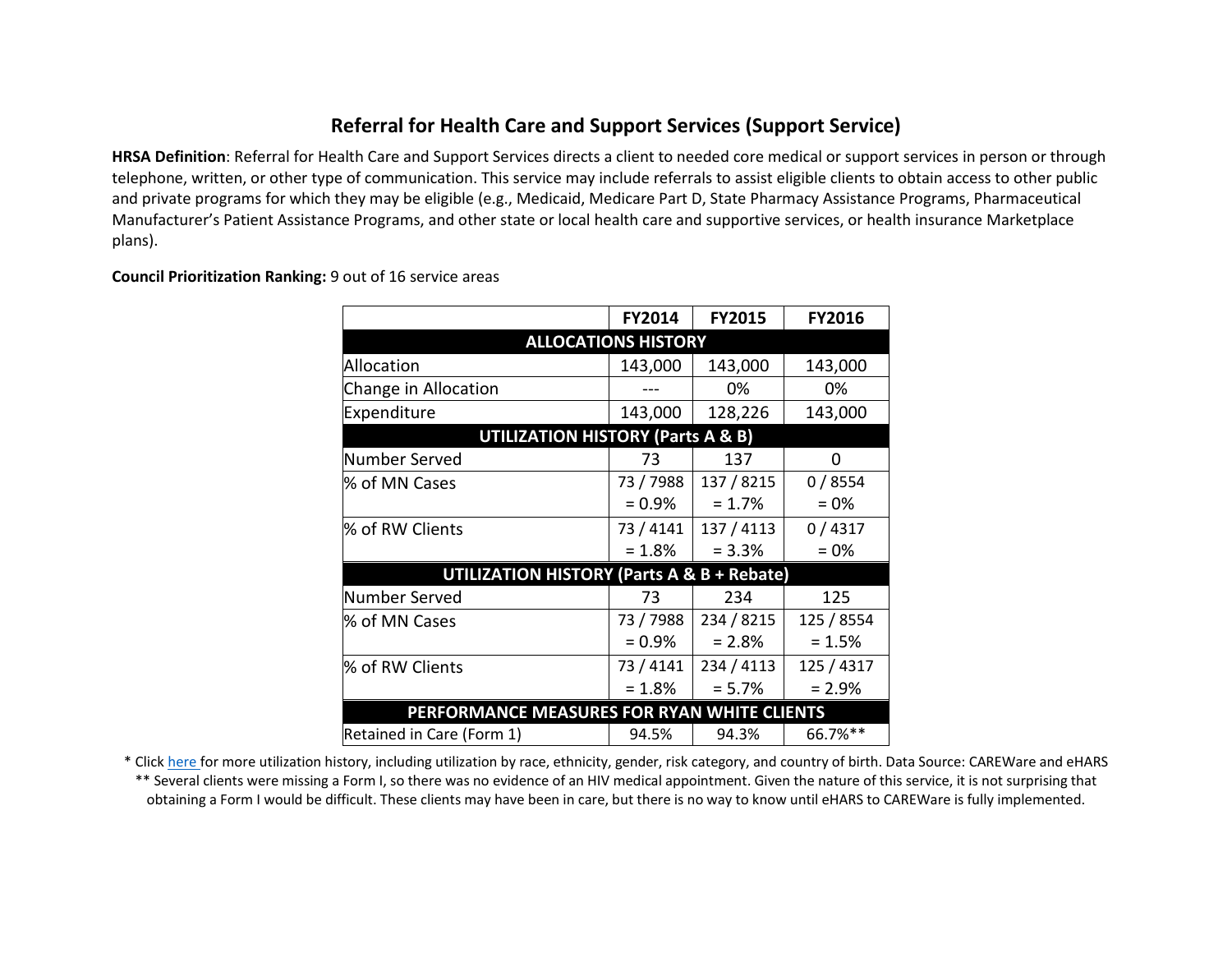## Referral for Health Care and Support Services (Support Service)

**HRSA Definition**: Referral for Health Care and Support Services directs a client to needed core medical or support services in person or through telephone, written, or other type of communication. This service may include referrals to assist eligible clients to obtain access to other public and private programs for which they may be eligible (e.g., Medicaid, Medicare Part D, State Pharmacy Assistance Programs, Pharmaceutical Manufacturer's Patient Assistance Programs, and other state or local health care and supportive services, or health insurance Marketplace plans).

**Council Prioritization Ranking:** 9 out of 16 service areas

| | FY2014 | FY2015 | FY2016 |
|---|---|---|---|
| **ALLOCATIONS HISTORY** | | | |
| Allocation | 143,000 | 143,000 | 143,000 |
| Change in Allocation | --- | 0% | 0% |
| Expenditure | 143,000 | 128,226 | 143,000 |
| **UTILIZATION HISTORY (Parts A & B)** | | | |
| Number Served | 73 | 137 | 0 |
| % of MN Cases | 73 / 7988 = 0.9% | 137 / 8215 = 1.7% | 0 / 8554 = 0% |
| % of RW Clients | 73 / 4141 = 1.8% | 137 / 4113 = 3.3% | 0 / 4317 = 0% |
| **UTILIZATION HISTORY (Parts A & B + Rebate)** | | | |
| Number Served | 73 | 234 | 125 |
| % of MN Cases | 73 / 7988 = 0.9% | 234 / 8215 = 2.8% | 125 / 8554 = 1.5% |
| % of RW Clients | 73 / 4141 = 1.8% | 234 / 4113 = 5.7% | 125 / 4317 = 2.9% |
| **PERFORMANCE MEASURES FOR RYAN WHITE CLIENTS** | | | |
| Retained in Care (Form 1) | 94.5% | 94.3% | 66.7%** |

\* Click here for more utilization history, including utilization by race, ethnicity, gender, risk category, and country of birth. Data Source: CAREWare and eHARS

\*\* Several clients were missing a Form I, so there was no evidence of an HIV medical appointment. Given the nature of this service, it is not surprising that obtaining a Form I would be difficult. These clients may have been in care, but there is no way to know until eHARS to CAREWare is fully implemented.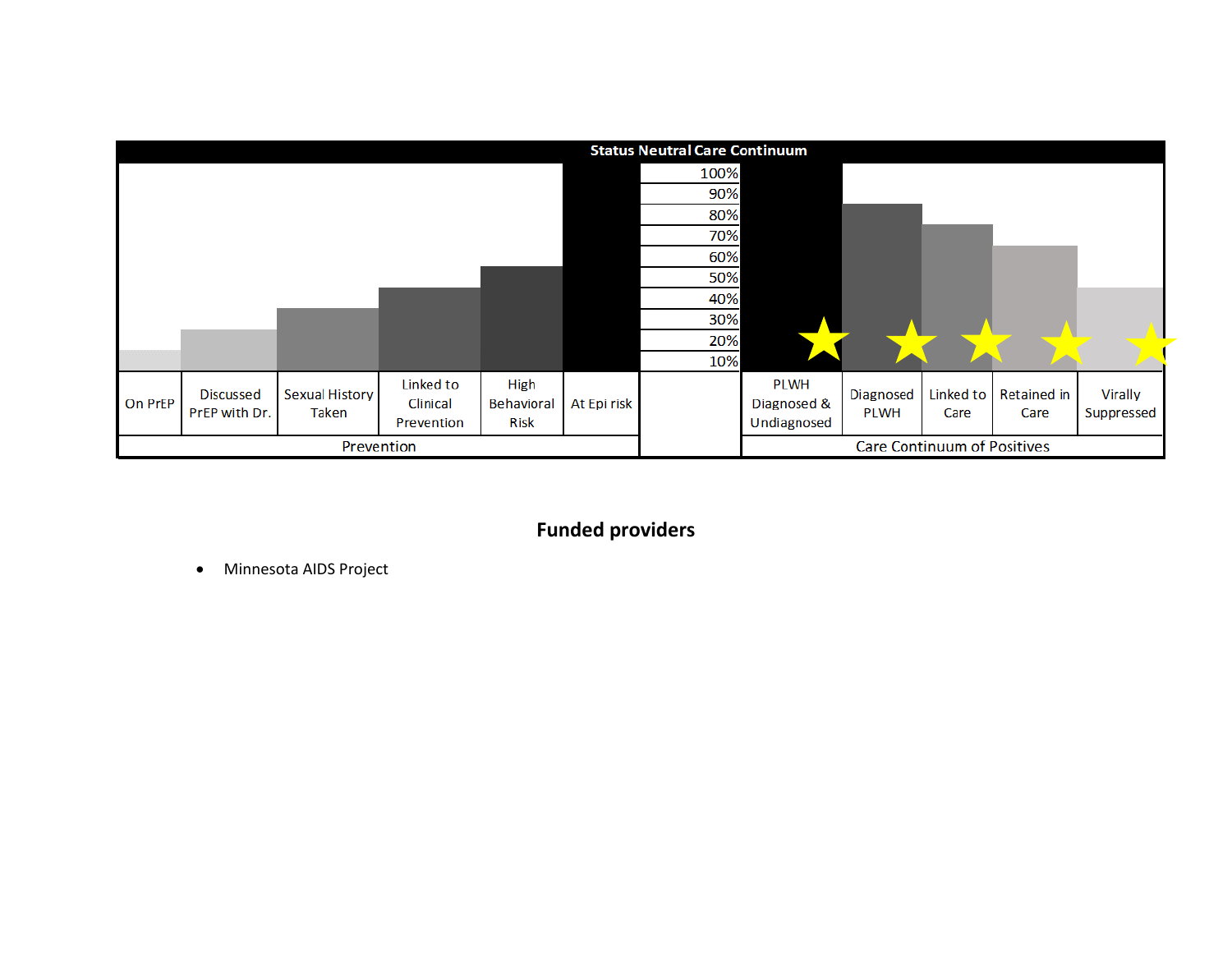Status Neutral Care Continuum

100%
90%
80%
70%
60%
50%
40%
30%
20%
10%

On PrEP
Discussed PrEP with Dr.
Sexual History Taken
Linked to Clinical Prevention
High Behavioral Risk
At Epi risk

Prevention

PLWH Diagnosed & Undiagnosed
Diagnosed PLWH
Linked to Care
Retained in Care
Virally Suppressed

Care Continuum of Positives

## Funded providers

- Minnesota AIDS Project